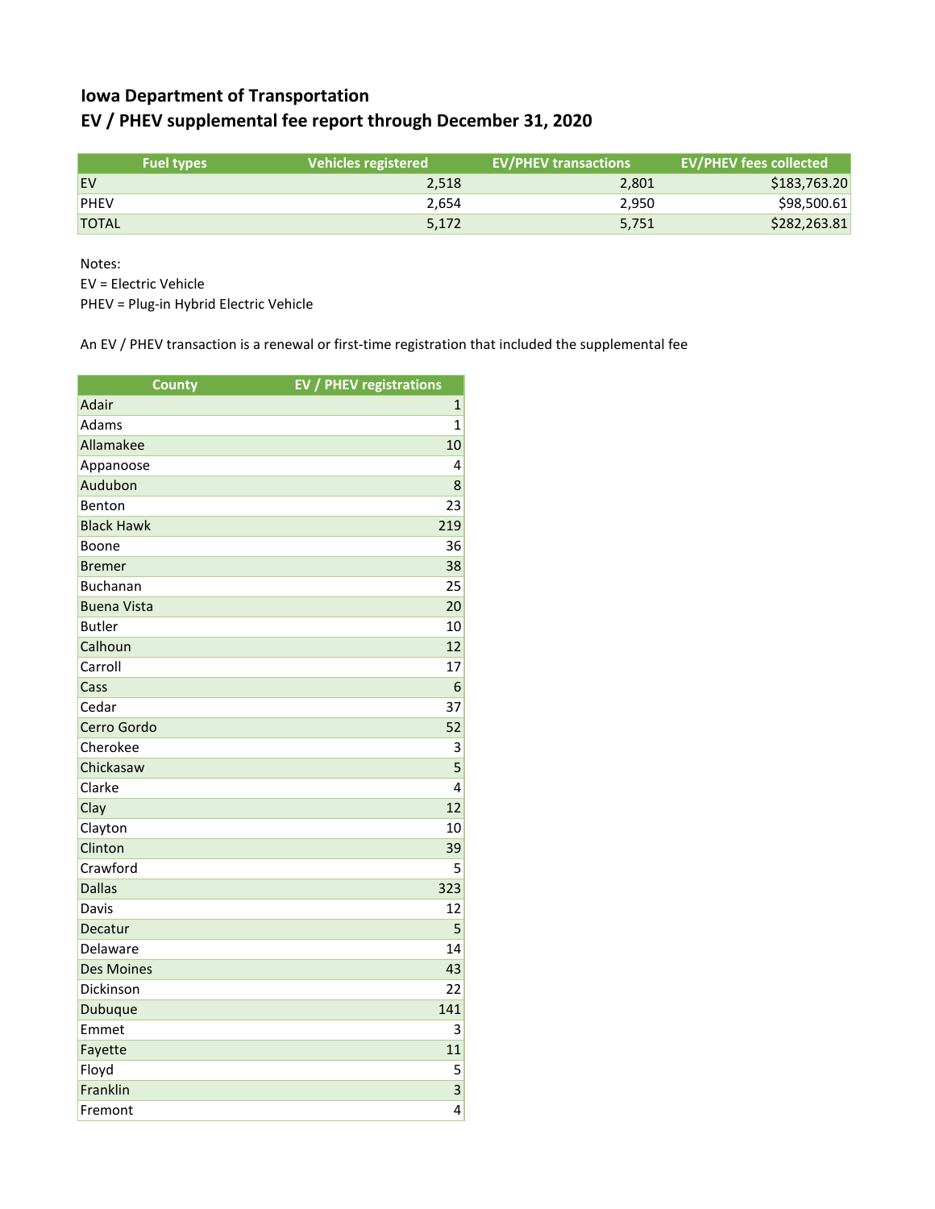# Iowa Department of Transportation

## EV / PHEV supplemental fee report through December 31, 2020

| Fuel types | Vehicles registered | EV/PHEV transactions | EV/PHEV fees collected |
|---|---|---|---|
| EV | 2,518 | 2,801 | $183,763.20 |
| PHEV | 2,654 | 2,950 | $98,500.61 |
| TOTAL | 5,172 | 5,751 | $282,263.81 |

Notes:
EV = Electric Vehicle
PHEV = Plug-in Hybrid Electric Vehicle

An EV / PHEV transaction is a renewal or first-time registration that included the supplemental fee

| County | EV / PHEV registrations |
|---|---|
| Adair | 1 |
| Adams | 1 |
| Allamakee | 10 |
| Appanoose | 4 |
| Audubon | 8 |
| Benton | 23 |
| Black Hawk | 219 |
| Boone | 36 |
| Bremer | 38 |
| Buchanan | 25 |
| Buena Vista | 20 |
| Butler | 10 |
| Calhoun | 12 |
| Carroll | 17 |
| Cass | 6 |
| Cedar | 37 |
| Cerro Gordo | 52 |
| Cherokee | 3 |
| Chickasaw | 5 |
| Clarke | 4 |
| Clay | 12 |
| Clayton | 10 |
| Clinton | 39 |
| Crawford | 5 |
| Dallas | 323 |
| Davis | 12 |
| Decatur | 5 |
| Delaware | 14 |
| Des Moines | 43 |
| Dickinson | 22 |
| Dubuque | 141 |
| Emmet | 3 |
| Fayette | 11 |
| Floyd | 5 |
| Franklin | 3 |
| Fremont | 4 |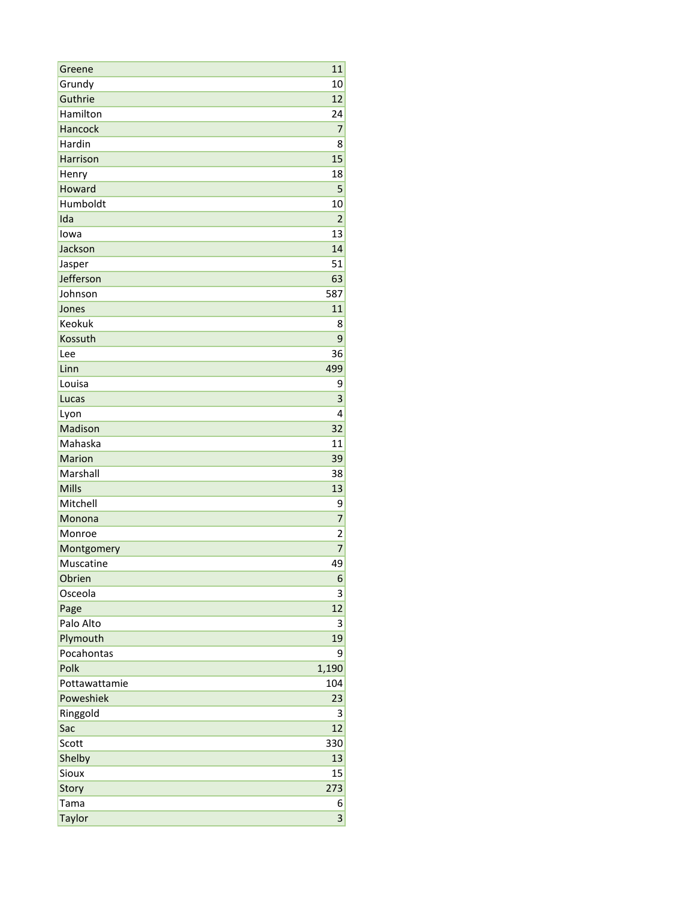| | |
|---|---|
| Greene | 11 |
| Grundy | 10 |
| Guthrie | 12 |
| Hamilton | 24 |
| Hancock | 7 |
| Hardin | 8 |
| Harrison | 15 |
| Henry | 18 |
| Howard | 5 |
| Humboldt | 10 |
| Ida | 2 |
| Iowa | 13 |
| Jackson | 14 |
| Jasper | 51 |
| Jefferson | 63 |
| Johnson | 587 |
| Jones | 11 |
| Keokuk | 8 |
| Kossuth | 9 |
| Lee | 36 |
| Linn | 499 |
| Louisa | 9 |
| Lucas | 3 |
| Lyon | 4 |
| Madison | 32 |
| Mahaska | 11 |
| Marion | 39 |
| Marshall | 38 |
| Mills | 13 |
| Mitchell | 9 |
| Monona | 7 |
| Monroe | 2 |
| Montgomery | 7 |
| Muscatine | 49 |
| Obrien | 6 |
| Osceola | 3 |
| Page | 12 |
| Palo Alto | 3 |
| Plymouth | 19 |
| Pocahontas | 9 |
| Polk | 1,190 |
| Pottawattamie | 104 |
| Poweshiek | 23 |
| Ringgold | 3 |
| Sac | 12 |
| Scott | 330 |
| Shelby | 13 |
| Sioux | 15 |
| Story | 273 |
| Tama | 6 |
| Taylor | 3 |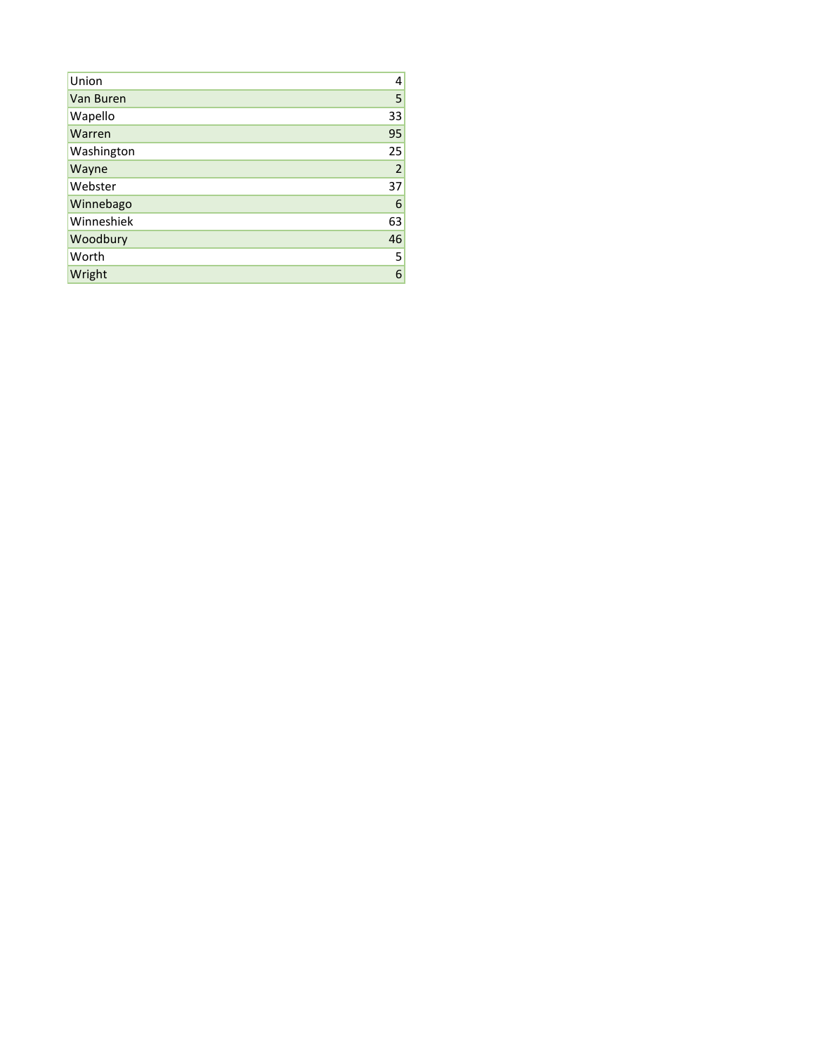| | |
|---|---|
| Union | 4 |
| Van Buren | 5 |
| Wapello | 33 |
| Warren | 95 |
| Washington | 25 |
| Wayne | 2 |
| Webster | 37 |
| Winnebago | 6 |
| Winneshiek | 63 |
| Woodbury | 46 |
| Worth | 5 |
| Wright | 6 |